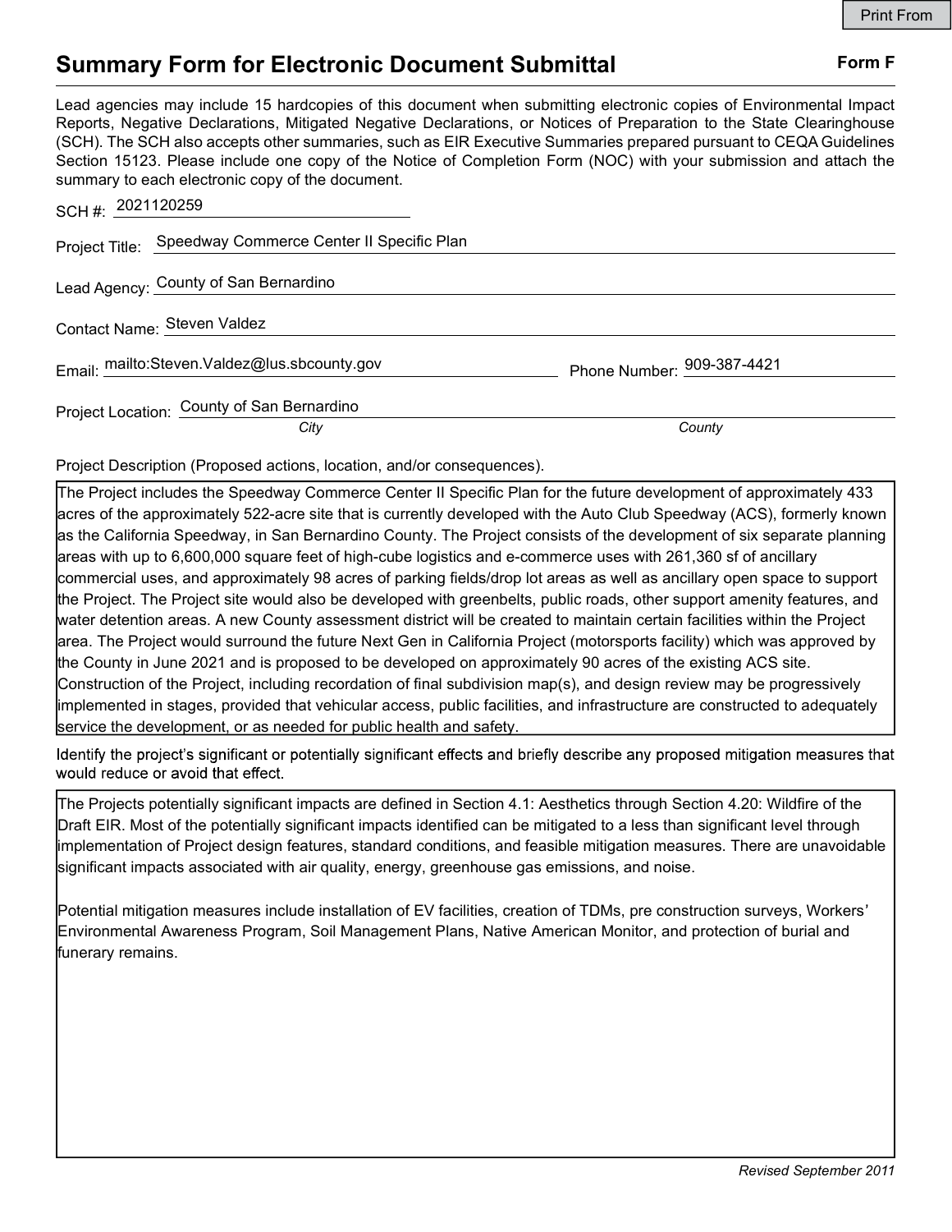# Summary Form for Electronic Document Submittal

**Form F**

Lead agencies may include 15 hardcopies of this document when submitting electronic copies of Environmental Impact Reports, Negative Declarations, Mitigated Negative Declarations, or Notices of Preparation to the State Clearinghouse (SCH). The SCH also accepts other summaries, such as EIR Executive Summaries prepared pursuant to CEQA Guidelines Section 15123. Please include one copy of the Notice of Completion Form (NOC) with your submission and attach the summary to each electronic copy of the document.

SCH #: 2021120259

Project Title: Speedway Commerce Center II Specific Plan

Lead Agency: County of San Bernardino

Contact Name: Steven Valdez

Email: mailto:Steven.Valdez@lus.sbcounty.gov

Phone Number: 909-387-4421

Project Location: County of San Bernardino

*City* *County*

Project Description (Proposed actions, location, and/or consequences).

The Project includes the Speedway Commerce Center II Specific Plan for the future development of approximately 433 acres of the approximately 522-acre site that is currently developed with the Auto Club Speedway (ACS), formerly known as the California Speedway, in San Bernardino County. The Project consists of the development of six separate planning areas with up to 6,600,000 square feet of high-cube logistics and e-commerce uses with 261,360 sf of ancillary commercial uses, and approximately 98 acres of parking fields/drop lot areas as well as ancillary open space to support the Project. The Project site would also be developed with greenbelts, public roads, other support amenity features, and water detention areas. A new County assessment district will be created to maintain certain facilities within the Project area. The Project would surround the future Next Gen in California Project (motorsports facility) which was approved by the County in June 2021 and is proposed to be developed on approximately 90 acres of the existing ACS site. Construction of the Project, including recordation of final subdivision map(s), and design review may be progressively implemented in stages, provided that vehicular access, public facilities, and infrastructure are constructed to adequately service the development, or as needed for public health and safety.

Identify the project's significant or potentially significant effects and briefly describe any proposed mitigation measures that would reduce or avoid that effect.

The Projects potentially significant impacts are defined in Section 4.1: Aesthetics through Section 4.20: Wildfire of the Draft EIR. Most of the potentially significant impacts identified can be mitigated to a less than significant level through implementation of Project design features, standard conditions, and feasible mitigation measures. There are unavoidable significant impacts associated with air quality, energy, greenhouse gas emissions, and noise.

Potential mitigation measures include installation of EV facilities, creation of TDMs, pre construction surveys, Workers' Environmental Awareness Program, Soil Management Plans, Native American Monitor, and protection of burial and funerary remains.

*Revised September 2011*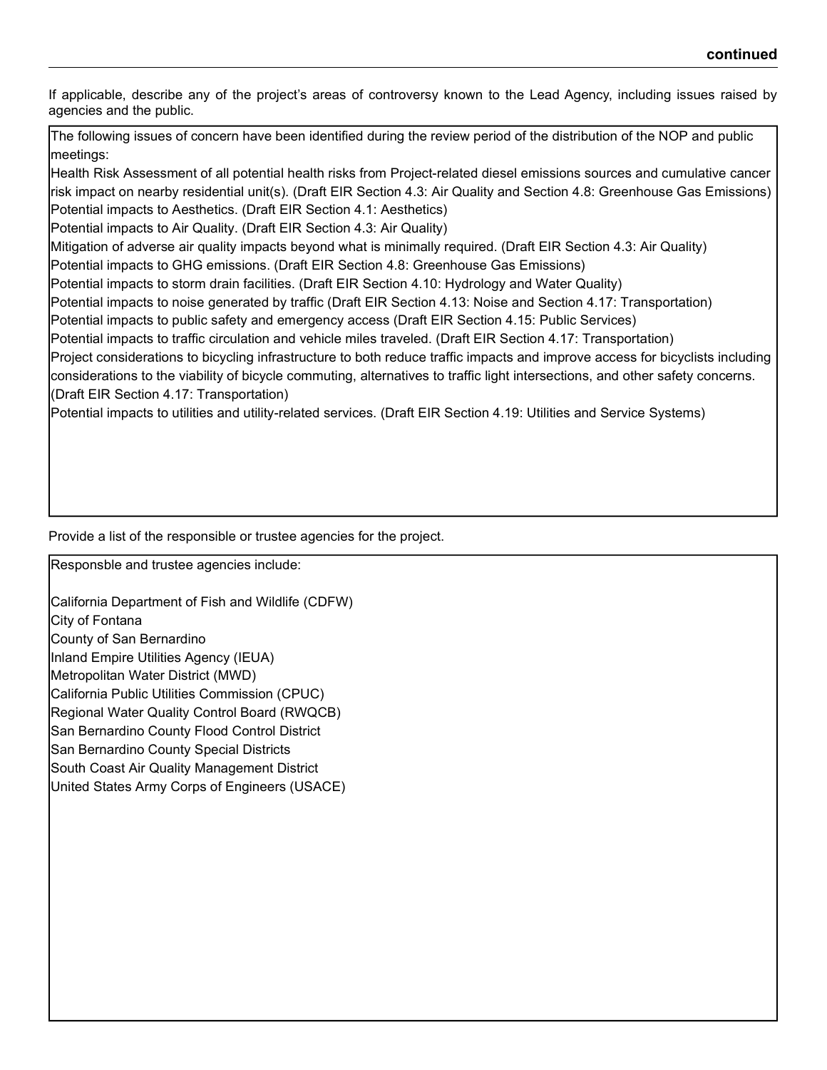**continued**

If applicable, describe any of the project's areas of controversy known to the Lead Agency, including issues raised by agencies and the public.

The following issues of concern have been identified during the review period of the distribution of the NOP and public meetings:

Health Risk Assessment of all potential health risks from Project-related diesel emissions sources and cumulative cancer risk impact on nearby residential unit(s). (Draft EIR Section 4.3: Air Quality and Section 4.8: Greenhouse Gas Emissions)

Potential impacts to Aesthetics. (Draft EIR Section 4.1: Aesthetics)

Potential impacts to Air Quality. (Draft EIR Section 4.3: Air Quality)

Mitigation of adverse air quality impacts beyond what is minimally required. (Draft EIR Section 4.3: Air Quality)

Potential impacts to GHG emissions. (Draft EIR Section 4.8: Greenhouse Gas Emissions)

Potential impacts to storm drain facilities. (Draft EIR Section 4.10: Hydrology and Water Quality)

Potential impacts to noise generated by traffic (Draft EIR Section 4.13: Noise and Section 4.17: Transportation)

Potential impacts to public safety and emergency access (Draft EIR Section 4.15: Public Services)

Potential impacts to traffic circulation and vehicle miles traveled. (Draft EIR Section 4.17: Transportation)

Project considerations to bicycling infrastructure to both reduce traffic impacts and improve access for bicyclists including considerations to the viability of bicycle commuting, alternatives to traffic light intersections, and other safety concerns. (Draft EIR Section 4.17: Transportation)

Potential impacts to utilities and utility-related services. (Draft EIR Section 4.19: Utilities and Service Systems)

Provide a list of the responsible or trustee agencies for the project.

Responsble and trustee agencies include:

California Department of Fish and Wildlife (CDFW)
City of Fontana
County of San Bernardino
Inland Empire Utilities Agency (IEUA)
Metropolitan Water District (MWD)
California Public Utilities Commission (CPUC)
Regional Water Quality Control Board (RWQCB)
San Bernardino County Flood Control District
San Bernardino County Special Districts
South Coast Air Quality Management District
United States Army Corps of Engineers (USACE)